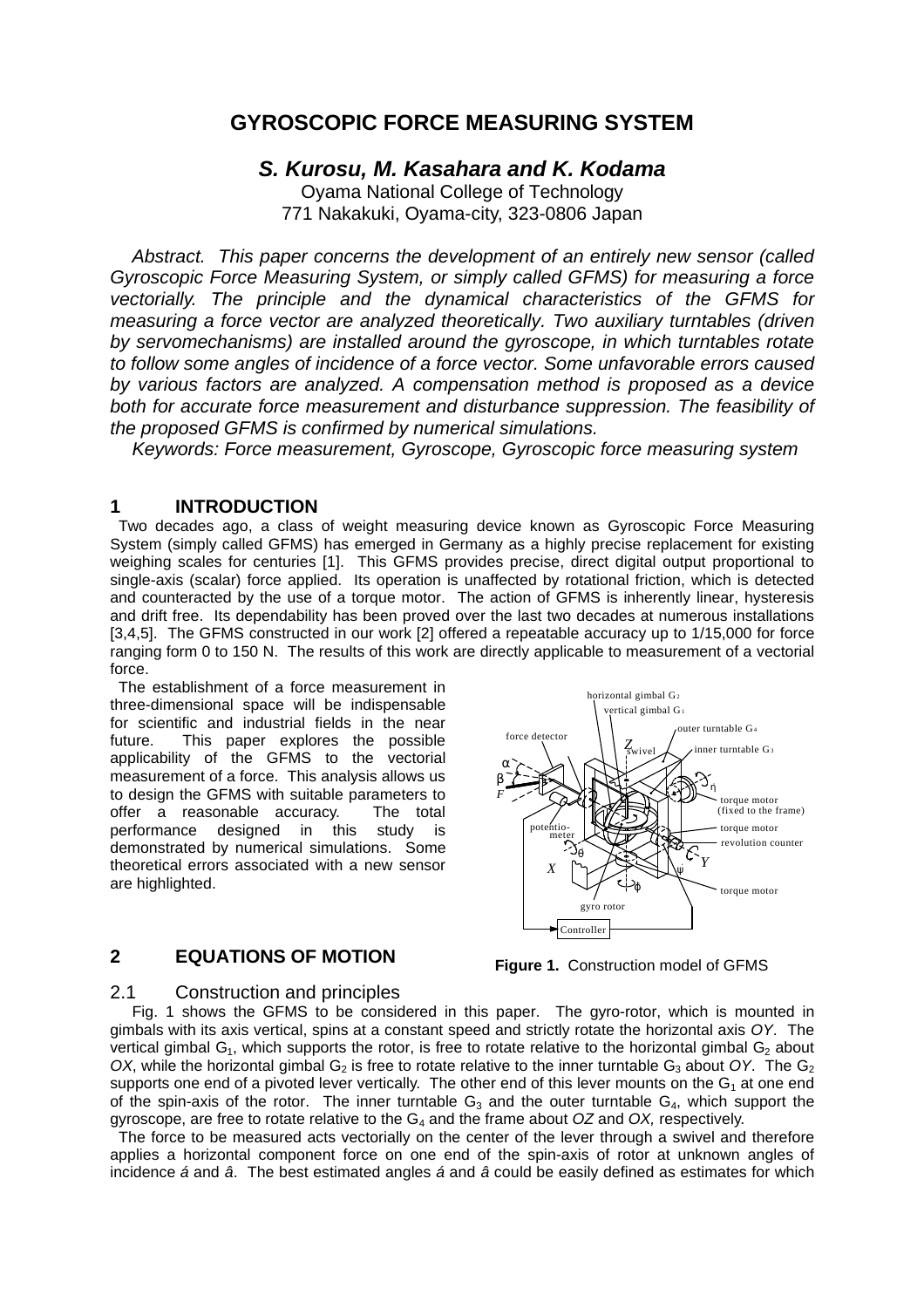# GYROSCOPIC FORCE MEASURING SYSTEM

***S. Kurosu, M. Kasahara and K. Kodama***

Oyama National College of Technology
771 Nakakuki, Oyama-city, 323-0806 Japan

*Abstract. This paper concerns the development of an entirely new sensor (called Gyroscopic Force Measuring System, or simply called GFMS) for measuring a force vectorially. The principle and the dynamical characteristics of the GFMS for measuring a force vector are analyzed theoretically. Two auxiliary turntables (driven by servomechanisms) are installed around the gyroscope, in which turntables rotate to follow some angles of incidence of a force vector. Some unfavorable errors caused by various factors are analyzed. A compensation method is proposed as a device both for accurate force measurement and disturbance suppression. The feasibility of the proposed GFMS is confirmed by numerical simulations.*

*Keywords: Force measurement, Gyroscope, Gyroscopic force measuring system*

## 1 INTRODUCTION

Two decades ago, a class of weight measuring device known as Gyroscopic Force Measuring System (simply called GFMS) has emerged in Germany as a highly precise replacement for existing weighing scales for centuries [1]. This GFMS provides precise, direct digital output proportional to single-axis (scalar) force applied. Its operation is unaffected by rotational friction, which is detected and counteracted by the use of a torque motor. The action of GFMS is inherently linear, hysteresis and drift free. Its dependability has been proved over the last two decades at numerous installations [3,4,5]. The GFMS constructed in our work [2] offered a repeatable accuracy up to 1/15,000 for force ranging form 0 to 150 N. The results of this work are directly applicable to measurement of a vectorial force.

The establishment of a force measurement in three-dimensional space will be indispensable for scientific and industrial fields in the near future. This paper explores the possible applicability of the GFMS to the vectorial measurement of a force. This analysis allows us to design the GFMS with suitable parameters to offer a reasonable accuracy. The total performance designed in this study is demonstrated by numerical simulations. Some theoretical errors associated with a new sensor are highlighted.

**Figure 1.** Construction model of GFMS

## 2 EQUATIONS OF MOTION

### 2.1 Construction and principles

Fig. 1 shows the GFMS to be considered in this paper. The gyro-rotor, which is mounted in gimbals with its axis vertical, spins at a constant speed and strictly rotate the horizontal axis *OY*. The vertical gimbal $G_1$, which supports the rotor, is free to rotate relative to the horizontal gimbal $G_2$ about *OX*, while the horizontal gimbal $G_2$ is free to rotate relative to the inner turntable $G_3$ about *OY*. The $G_2$ supports one end of a pivoted lever vertically. The other end of this lever mounts on the $G_1$ at one end of the spin-axis of the rotor. The inner turntable $G_3$ and the outer turntable $G_4$, which support the gyroscope, are free to rotate relative to the $G_4$ and the frame about *OZ* and *OX,* respectively.

The force to be measured acts vectorially on the center of the lever through a swivel and therefore applies a horizontal component force on one end of the spin-axis of rotor at unknown angles of incidence *á* and *â*. The best estimated angles *á* and *â* could be easily defined as estimates for which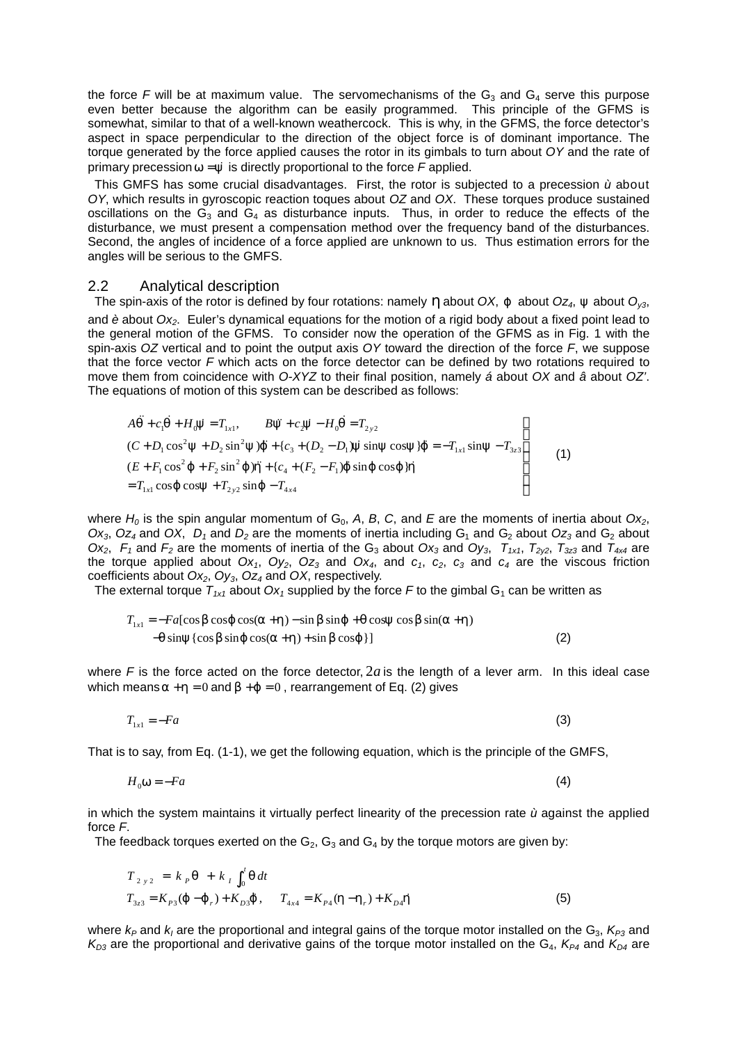the force $F$ will be at maximum value. The servomechanisms of the $G_3$ and $G_4$ serve this purpose even better because the algorithm can be easily programmed. This principle of the GFMS is somewhat, similar to that of a well-known weathercock. This is why, in the GFMS, the force detector's aspect in space perpendicular to the direction of the object force is of dominant importance. The torque generated by the force applied causes the rotor in its gimbals to turn about *OY* and the rate of primary precession $\omega = \dot{\psi}$ is directly proportional to the force $F$ applied.

This GMFS has some crucial disadvantages. First, the rotor is subjected to a precession $\omega$ about *OY*, which results in gyroscopic reaction toques about *OZ* and *OX*. These torques produce sustained oscillations on the $G_3$ and $G_4$ as disturbance inputs. Thus, in order to reduce the effects of the disturbance, we must present a compensation method over the frequency band of the disturbances. Second, the angles of incidence of a force applied are unknown to us. Thus estimation errors for the angles will be serious to the GMFS.

## 2.2 Analytical description

The spin-axis of the rotor is defined by four rotations: namely $\eta$ about *OX*, $\varphi$ about $Oz_4$, $\psi$ about $Oy_3$, and $\theta$ about $Ox_2$. Euler's dynamical equations for the motion of a rigid body about a fixed point lead to the general motion of the GFMS. To consider now the operation of the GFMS as in Fig. 1 with the spin-axis *OZ* vertical and to point the output axis *OY* toward the direction of the force $F$, we suppose that the force vector $F$ which acts on the force detector can be defined by two rotations required to move them from coincidence with *O-XYZ* to their final position, namely $\alpha$ about *OX* and $\beta$ about *OZ'*. The equations of motion of this system can be described as follows:

$$
\left.
\begin{aligned}
& A\ddot{\theta} + c_1\dot{\theta} + H_0\dot{\psi} = T_{1x1}, \qquad B\ddot{\psi} + c_2\dot{\psi} - H_0\dot{\theta} = T_{2y2} \\
& (C + D_1\cos^2\psi + D_2\sin^2\psi)\ddot{\varphi} + \{c_3 + (D_2 - D_1)\dot{\psi}\sin\psi\cos\psi\}\dot{\varphi} = -T_{1x1}\sin\psi - T_{3z3} \\
& (E + F_1\cos^2\varphi + F_2\sin^2\varphi)\ddot{\eta} + \{c_4 + (F_2 - F_1)\dot{\varphi}\sin\varphi\cos\varphi\}\dot{\eta} \\
& = T_{1x1}\cos\varphi\cos\psi + T_{2y2}\sin\varphi - T_{4x4}
\end{aligned}
\right\}
\tag{1}
$$

where $H_0$ is the spin angular momentum of $G_0$, $A$, $B$, $C$, and $E$ are the moments of inertia about $Ox_2$, $Ox_3$, $Oz_4$ and *OX*, $D_1$ and $D_2$ are the moments of inertia including $G_1$ and $G_2$ about $Oz_3$ and $G_2$ about $Ox_2$, $F_1$ and $F_2$ are the moments of inertia of the $G_3$ about $Ox_3$ and $Oy_3$, $T_{1x1}$, $T_{2y2}$, $T_{3z3}$ and $T_{4x4}$ are the torque applied about $Ox_1$, $Oy_2$, $Oz_3$ and $Ox_4$, and $c_1$, $c_2$, $c_3$ and $c_4$ are the viscous friction coefficients about $Ox_2$, $Oy_3$, $Oz_4$ and *OX*, respectively.

The external torque $T_{1x1}$ about $Ox_1$ supplied by the force $F$ to the gimbal $G_1$ can be written as

$$
\begin{aligned}
T_{1x1} = -Fa[&\cos\beta\cos\varphi\cos(\alpha+\eta) - \sin\beta\sin\varphi + \theta\cos\psi\cos\beta\sin(\alpha+\eta) \\
&-\theta\sin\psi\{\cos\beta\sin\varphi\cos(\alpha+\eta) + \sin\beta\cos\varphi\}]
\end{aligned}
\tag{2}
$$

where $F$ is the force acted on the force detector, $2a$ is the length of a lever arm. In this ideal case which means $\alpha + \eta = 0$ and $\beta + \varphi = 0$, rearrangement of Eq. (2) gives

$$
T_{1x1} = -Fa \tag{3}
$$

That is to say, from Eq. (1-1), we get the following equation, which is the principle of the GMFS,

$$
H_0\omega = -Fa \tag{4}
$$

in which the system maintains virtually perfect linearity of the precession rate $\omega$ against the applied force $F$.

The feedback torques exerted on the $G_2$, $G_3$ and $G_4$ by the torque motors are given by:

$$
\begin{aligned}
& T_{2y2} = k_P\theta + k_I\int_0^t \theta\, dt \\
& T_{3z3} = K_{P3}(\varphi - \varphi_r) + K_{D3}\dot{\varphi}, \qquad T_{4x4} = K_{P4}(\eta - \eta_r) + K_{D4}\dot{\eta}
\end{aligned}
\tag{5}
$$

where $k_P$ and $k_I$ are the proportional and integral gains of the torque motor installed on the $G_3$, $K_{P3}$ and $K_{D3}$ are the proportional and derivative gains of the torque motor installed on the $G_4$, $K_{P4}$ and $K_{D4}$ are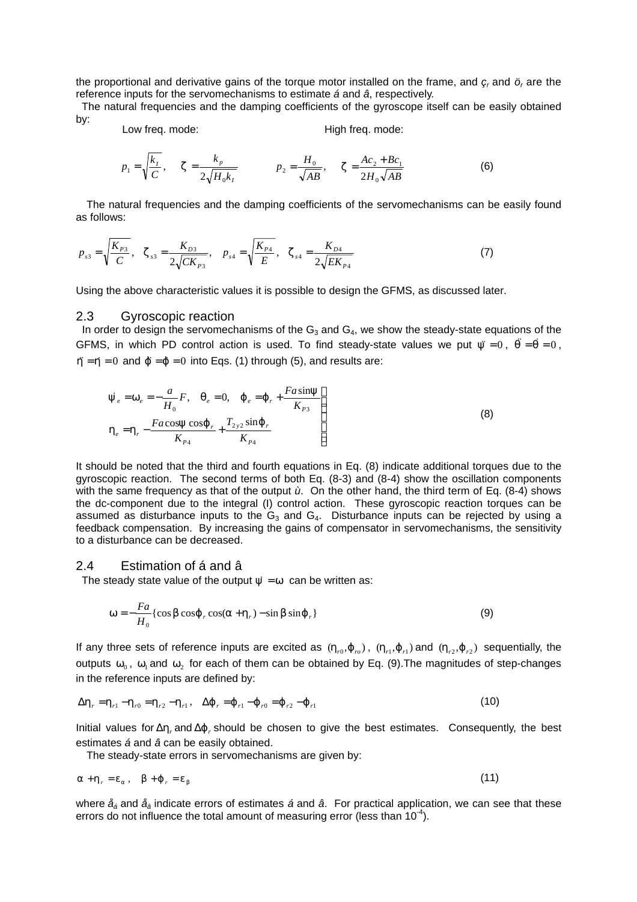the proportional and derivative gains of the torque motor installed on the frame, and ç$_r$ and ö$_r$ are the reference inputs for the servomechanisms to estimate á and â, respectively.

The natural frequencies and the damping coefficients of the gyroscope itself can be easily obtained by:

Low freq. mode: High freq. mode:

$$p_1 = \sqrt{\frac{k_I}{C}}, \quad \zeta = \frac{k_p}{2\sqrt{H_0 k_I}} \qquad p_2 = \frac{H_0}{\sqrt{AB}}, \quad \zeta = \frac{Ac_2 + Bc_1}{2H_0\sqrt{AB}} \tag{6}$$

The natural frequencies and the damping coefficients of the servomechanisms can be easily found as follows:

$$p_{s3} = \sqrt{\frac{K_{P3}}{C}}, \quad \zeta_{s3} = \frac{K_{D3}}{2\sqrt{CK_{P3}}}, \quad p_{s4} = \sqrt{\frac{K_{P4}}{E}}, \quad \zeta_{s4} = \frac{K_{D4}}{2\sqrt{EK_{P4}}} \tag{7}$$

Using the above characteristic values it is possible to design the GFMS, as discussed later.

## 2.3 Gyroscopic reaction

In order to design the servomechanisms of the $G_3$ and $G_4$, we show the steady-state equations of the GFMS, in which PD control action is used. To find steady-state values we put $\ddot{\psi} = 0$, $\ddot{\theta} = \dot{\theta} = 0$, $\ddot{\eta} = \dot{\eta} = 0$ and $\ddot{\varphi} = \dot{\varphi} = 0$ into Eqs. (1) through (5), and results are:

$$\left.\begin{aligned} &\dot{\psi}_e = \omega_e = -\frac{a}{H_0}F, \quad \theta_e = 0, \quad \varphi_e = \varphi_r + \frac{Fa\sin\psi}{K_{P3}} \\ &\eta_e = \eta_r - \frac{Fa\cos\psi\cos\varphi_r}{K_{P4}} + \frac{T_{2y2}\sin\varphi_r}{K_{P4}} \end{aligned}\right\} \tag{8}$$

It should be noted that the third and fourth equations in Eq. (8) indicate additional torques due to the gyroscopic reaction. The second terms of both Eq. (8-3) and (8-4) show the oscillation components with the same frequency as that of the output ù. On the other hand, the third term of Eq. (8-4) shows the dc-component due to the integral (I) control action. These gyroscopic reaction torques can be assumed as disturbance inputs to the $G_3$ and $G_4$. Disturbance inputs can be rejected by using a feedback compensation. By increasing the gains of compensator in servomechanisms, the sensitivity to a disturbance can be decreased.

## 2.4 Estimation of á and â

The steady state value of the output $\dot{\psi} = \omega$ can be written as:

$$\omega = -\frac{Fa}{H_0}\{\cos\beta\cos\varphi_r\cos(\alpha + \eta_r) - \sin\beta\sin\varphi_r\} \tag{9}$$

If any three sets of reference inputs are excited as $(\eta_{r0}, \varphi_{ro})$, $(\eta_{r1}, \varphi_{r1})$ and $(\eta_{r2}, \varphi_{r2})$ sequentially, the outputs $\omega_0$, $\omega_1$ and $\omega_2$ for each of them can be obtained by Eq. (9). The magnitudes of step-changes in the reference inputs are defined by:

$$\Delta\eta_r = \eta_{r1} - \eta_{r0} = \eta_{r2} - \eta_{r1}, \quad \Delta\varphi_r = \varphi_{r1} - \varphi_{r0} = \varphi_{r2} - \varphi_{r1} \tag{10}$$

Initial values for $\Delta\eta_r$ and $\Delta\varphi_r$ should be chosen to give the best estimates. Consequently, the best estimates á and â can be easily obtained.

The steady-state errors in servomechanisms are given by:

$$\alpha + \eta_r = \varepsilon_\alpha, \quad \beta + \varphi_r = \varepsilon_\beta \tag{11}$$

where $\varepsilon_\alpha$ and $\varepsilon_\beta$ indicate errors of estimates á and â. For practical application, we can see that these errors do not influence the total amount of measuring error (less than $10^{-4}$).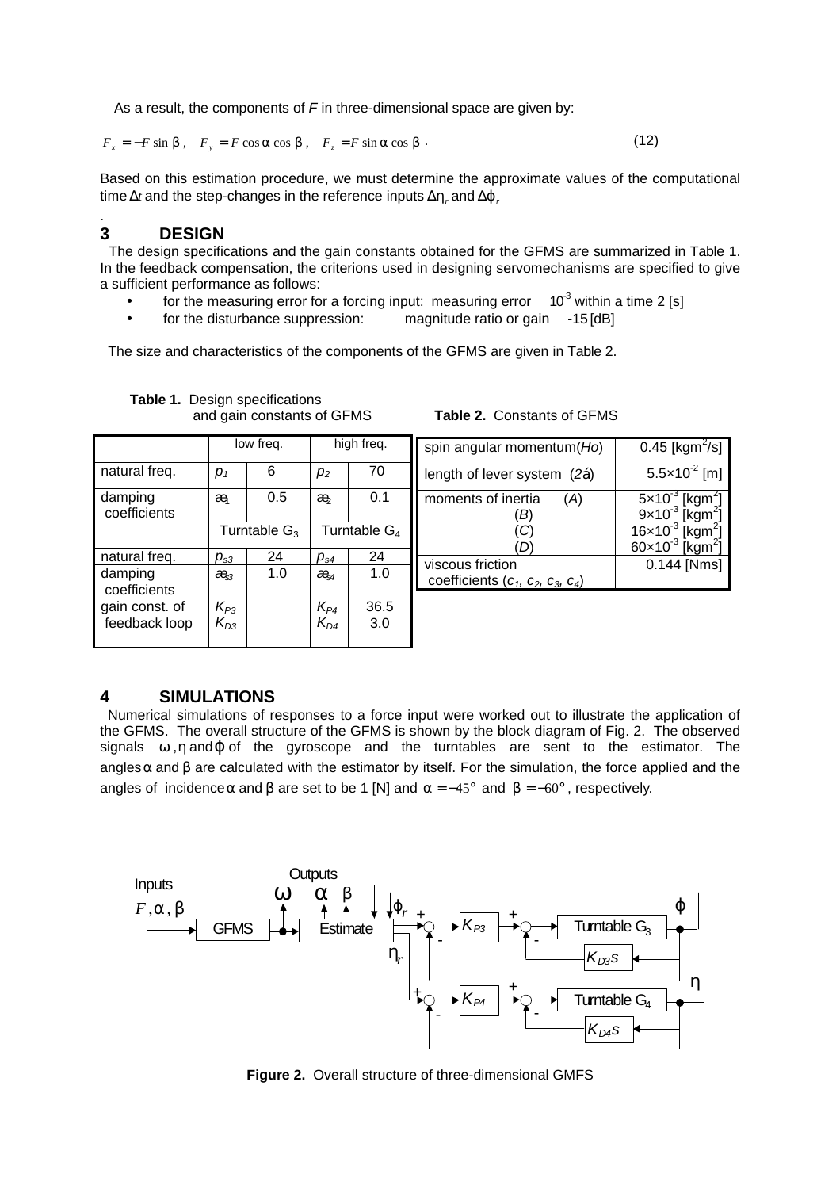As a result, the components of $F$ in three-dimensional space are given by:

$$F_x = -F \sin \beta , \quad F_y = F \cos \alpha \cos \beta , \quad F_z = F \sin \alpha \cos \beta \ . \tag{12}$$

Based on this estimation procedure, we must determine the approximate values of the computational time $\Delta t$ and the step-changes in the reference inputs $\Delta \eta_r$ and $\Delta \varphi_r$

.

## 3 DESIGN

The design specifications and the gain constants obtained for the GFMS are summarized in Table 1. In the feedback compensation, the criterions used in designing servomechanisms are specified to give a sufficient performance as follows:

- for the measuring error for a forcing input: measuring error $10^{-3}$ within a time 2 [s]
- for the disturbance suppression: magnitude ratio or gain -15 [dB]

The size and characteristics of the components of the GFMS are given in Table 2.

**Table 1.** Design specifications and gain constants of GFMS

| | low freq. | | high freq. | |
|---|---|---|---|---|
| natural freq. | $p_1$ | 6 | $p_2$ | 70 |
| damping coefficients | $\zeta_1$ | 0.5 | $\zeta_2$ | 0.1 |
| | Turntable $G_3$ | | Turntable $G_4$ | |
| natural freq. | $p_{s3}$ | 24 | $p_{s4}$ | 24 |
| damping coefficients | $\zeta_{s3}$ | 1.0 | $\zeta_{s4}$ | 1.0 |
| gain const. of feedback loop | $K_{P3}$ $K_{D3}$ | | $K_{P4}$ $K_{D4}$ | 36.5 3.0 |

**Table 2.** Constants of GFMS

| | |
|---|---|
| spin angular momentum($Ho$) | 0.45 [kgm$^2$/s] |
| length of lever system ($2a$) | $5.5\times10^{-2}$ [m] |
| moments of inertia ($A$) ($B$) ($C$) ($D$) | $5\times10^{-3}$ [kgm$^2$] $9\times10^{-3}$ [kgm$^2$] $16\times10^{-3}$ [kgm$^2$] $60\times10^{-3}$ [kgm$^2$] |
| viscous friction coefficients ($c_1$, $c_2$, $c_3$, $c_4$) | 0.144 [Nms] |

## 4 SIMULATIONS

Numerical simulations of responses to a force input were worked out to illustrate the application of the GFMS. The overall structure of the GFMS is shown by the block diagram of Fig. 2. The observed signals $\omega$, $\eta$ and $\varphi$ of the gyroscope and the turntables are sent to the estimator. The angles $\alpha$ and $\beta$ are calculated with the estimator by itself. For the simulation, the force applied and the angles of incidence $\alpha$ and $\beta$ are set to be 1 [N] and $\alpha = -45°$ and $\beta = -60°$, respectively.

**Figure 2.** Overall structure of three-dimensional GMFS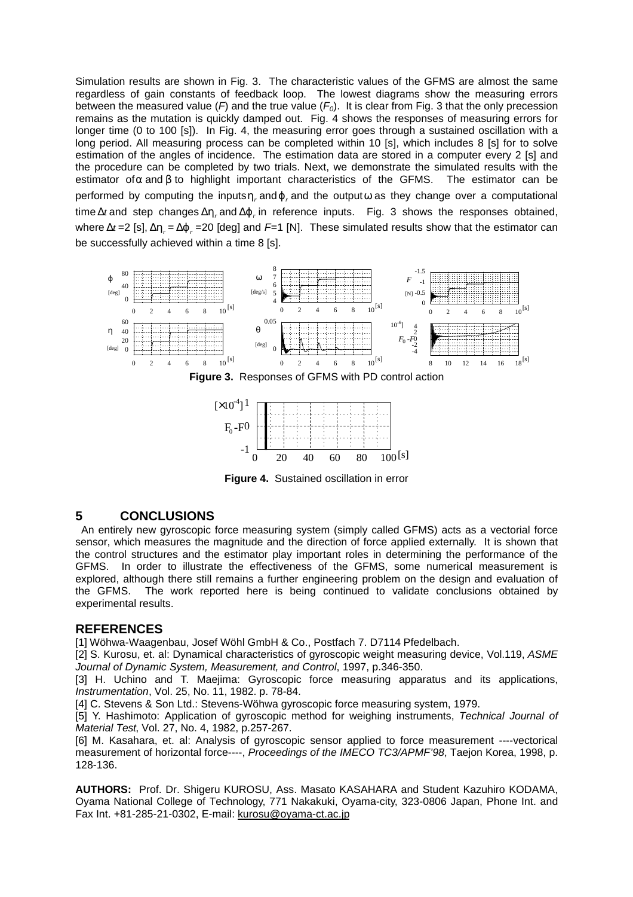Simulation results are shown in Fig. 3. The characteristic values of the GFMS are almost the same regardless of gain constants of feedback loop. The lowest diagrams show the measuring errors between the measured value ($F$) and the true value ($F_0$). It is clear from Fig. 3 that the only precession remains as the mutation is quickly damped out. Fig. 4 shows the responses of measuring errors for longer time (0 to 100 [s]). In Fig. 4, the measuring error goes through a sustained oscillation with a long period. All measuring process can be completed within 10 [s], which includes 8 [s] for to solve estimation of the angles of incidence. The estimation data are stored in a computer every 2 [s] and the procedure can be completed by two trials. Next, we demonstrate the simulated results with the estimator of $\alpha$ and $\beta$ to highlight important characteristics of the GFMS. The estimator can be performed by computing the inputs $\eta_r$ and $\varphi_r$ and the output $\omega$ as they change over a computational time $\Delta t$ and step changes $\Delta\eta_r$ and $\Delta\varphi_r$ in reference inputs. Fig. 3 shows the responses obtained, where $\Delta t$ =2 [s], $\Delta\eta_r = \Delta\varphi_r$ =20 [deg] and $F$=1 [N]. These simulated results show that the estimator can be successfully achieved within a time 8 [s].

φ [deg] 80 40 0
0 2 4 6 8 10 [s]
ω [deg/s] 8 7 6 5 4
0 2 4 6 8 10 [s]
F [N] -1.5 -1 -0.5 0
0 2 4 6 8 10 [s]
η [deg] 60 40 20 0
0 2 4 6 8 10 [s]
θ [deg] 0.05 0
0 2 4 6 8 10 [s]
$10^{-6}$] $F_0$ -F 4 2 0 -2 -4
8 10 12 14 16 18 [s]

**Figure 3.** Responses of GFMS with PD control action

[$\times 10^{-4}$] 1
$F_0$-F 0
-1
0 20 40 60 80 100 [s]

**Figure 4.** Sustained oscillation in error

## 5 CONCLUSIONS

An entirely new gyroscopic force measuring system (simply called GFMS) acts as a vectorial force sensor, which measures the magnitude and the direction of force applied externally. It is shown that the control structures and the estimator play important roles in determining the performance of the GFMS. In order to illustrate the effectiveness of the GFMS, some numerical measurement is explored, although there still remains a further engineering problem on the design and evaluation of the GFMS. The work reported here is being continued to validate conclusions obtained by experimental results.

## REFERENCES

[1] Wöhwa-Waagenbau, Josef Wöhl GmbH & Co., Postfach 7. D7114 Pfedelbach.

[2] S. Kurosu, et. al: Dynamical characteristics of gyroscopic weight measuring device, Vol.119, *ASME Journal of Dynamic System, Measurement, and Control*, 1997, p.346-350.

[3] H. Uchino and T. Maejima: Gyroscopic force measuring apparatus and its applications, *Instrumentation*, Vol. 25, No. 11, 1982. p. 78-84.

[4] C. Stevens & Son Ltd.: Stevens-Wöhwa gyroscopic force measuring system, 1979.

[5] Y. Hashimoto: Application of gyroscopic method for weighing instruments, *Technical Journal of Material Test*, Vol. 27, No. 4, 1982, p.257-267.

[6] M. Kasahara, et. al: Analysis of gyroscopic sensor applied to force measurement ----vectorical measurement of horizontal force----, *Proceedings of the IMECO TC3/APMF'98*, Taejon Korea, 1998, p. 128-136.

**AUTHORS:** Prof. Dr. Shigeru KUROSU, Ass. Masato KASAHARA and Student Kazuhiro KODAMA, Oyama National College of Technology, 771 Nakakuki, Oyama-city, 323-0806 Japan, Phone Int. and Fax Int. +81-285-21-0302, E-mail: kurosu@oyama-ct.ac.jp